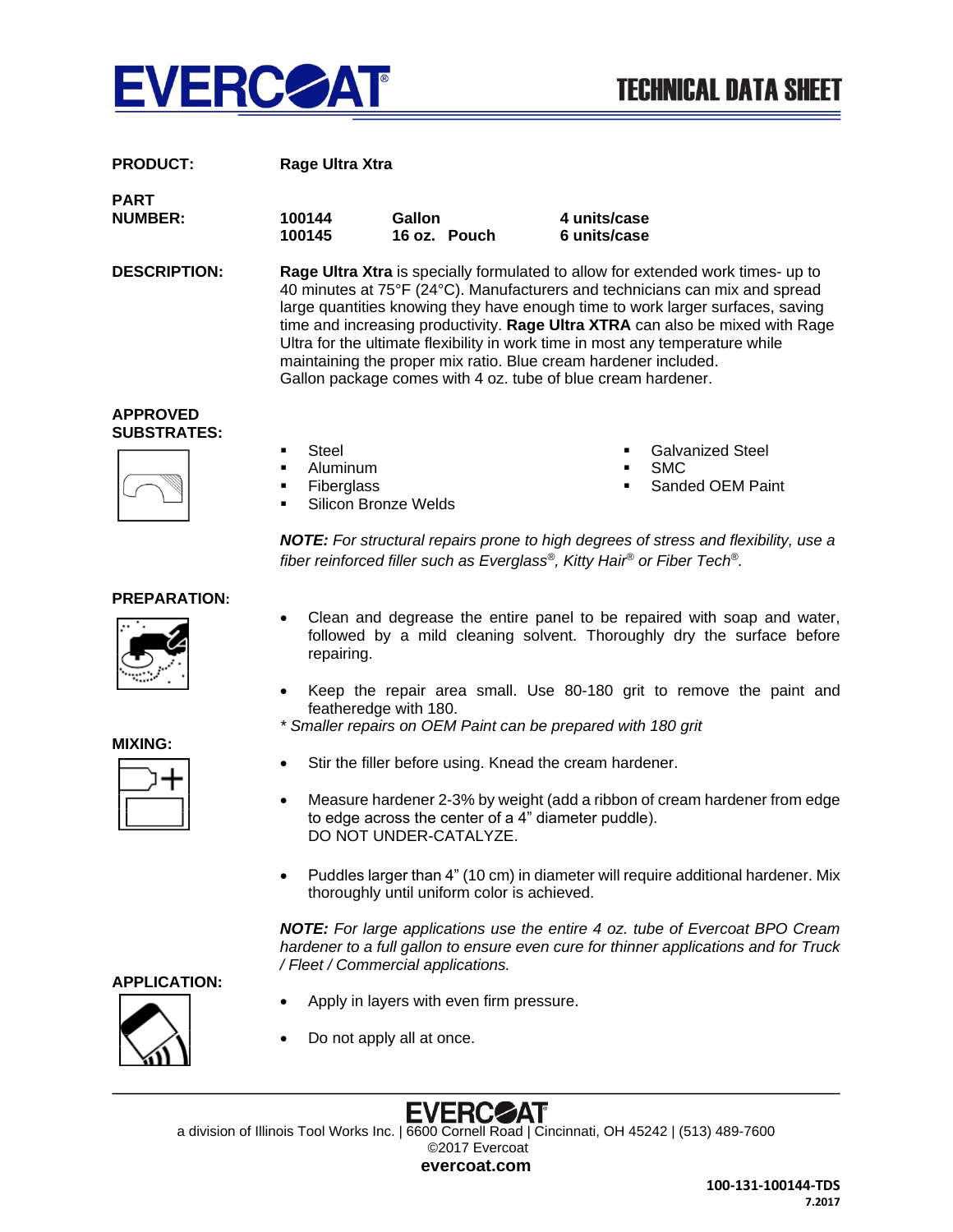# EVERCOAT

## TECHNICAL DATA SHEET

**PRODUCT:** **Rage Ultra Xtra**

**PART NUMBER:**

| | | |
|---|---|---|
| **100144** | **Gallon** | **4 units/case** |
| **100145** | **16 oz. Pouch** | **6 units/case** |

**DESCRIPTION:** **Rage Ultra Xtra** is specially formulated to allow for extended work times- up to 40 minutes at 75°F (24°C). Manufacturers and technicians can mix and spread large quantities knowing they have enough time to work larger surfaces, saving time and increasing productivity. **Rage Ultra XTRA** can also be mixed with Rage Ultra for the ultimate flexibility in work time in most any temperature while maintaining the proper mix ratio. Blue cream hardener included. Gallon package comes with 4 oz. tube of blue cream hardener.

**APPROVED SUBSTRATES:**

- Steel
- Aluminum
- Fiberglass
- Silicon Bronze Welds
- Galvanized Steel
- SMC
- Sanded OEM Paint

***NOTE:** For structural repairs prone to high degrees of stress and flexibility, use a fiber reinforced filler such as Everglass®, Kitty Hair® or Fiber Tech®.*

**PREPARATION:**

- Clean and degrease the entire panel to be repaired with soap and water, followed by a mild cleaning solvent. Thoroughly dry the surface before repairing.
- Keep the repair area small. Use 80-180 grit to remove the paint and featheredge with 180.

*\* Smaller repairs on OEM Paint can be prepared with 180 grit*

**MIXING:**

- Stir the filler before using. Knead the cream hardener.
- Measure hardener 2-3% by weight (add a ribbon of cream hardener from edge to edge across the center of a 4" diameter puddle). DO NOT UNDER-CATALYZE.
- Puddles larger than 4" (10 cm) in diameter will require additional hardener. Mix thoroughly until uniform color is achieved.

***NOTE:** For large applications use the entire 4 oz. tube of Evercoat BPO Cream hardener to a full gallon to ensure even cure for thinner applications and for Truck / Fleet / Commercial applications.*

**APPLICATION:**

- Apply in layers with even firm pressure.
- Do not apply all at once.

EVERCOAT

a division of Illinois Tool Works Inc. | 6600 Cornell Road | Cincinnati, OH 45242 | (513) 489-7600

©2017 Evercoat

**evercoat.com**

**100-131-100144-TDS**
**7.2017**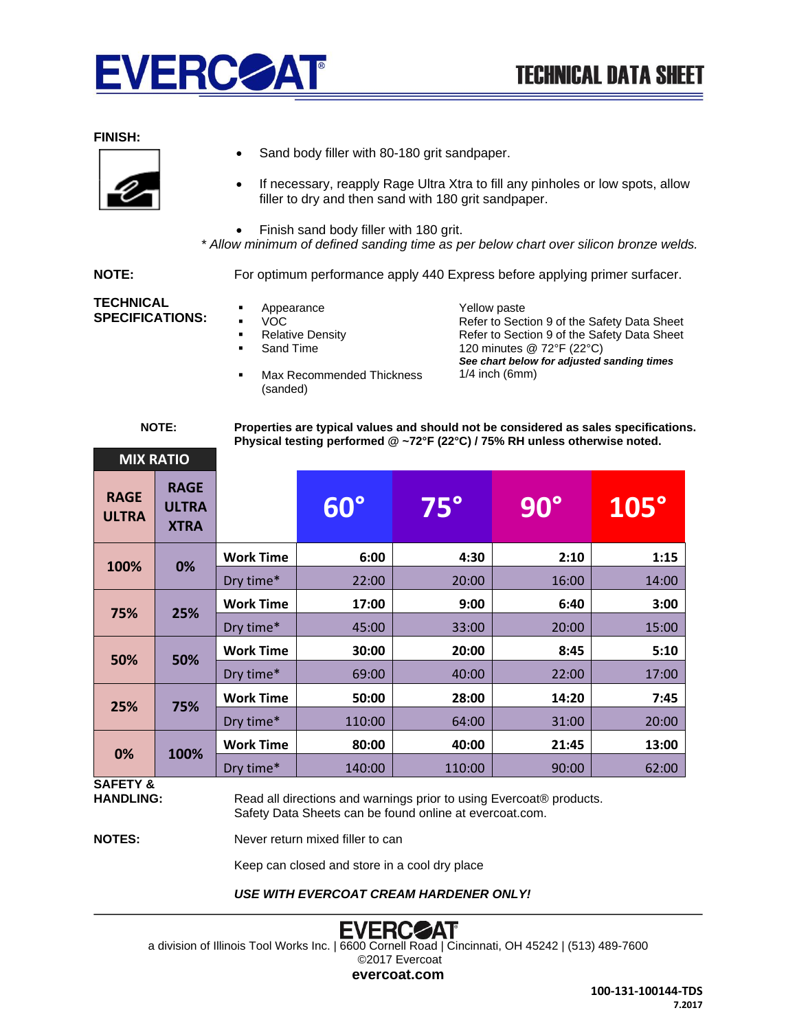**FINISH:**

- Sand body filler with 80-180 grit sandpaper.
- If necessary, reapply Rage Ultra Xtra to fill any pinholes or low spots, allow filler to dry and then sand with 180 grit sandpaper.
- Finish sand body filler with 180 grit.

*\* Allow minimum of defined sanding time as per below chart over silicon bronze welds.*

**NOTE:** For optimum performance apply 440 Express before applying primer surfacer.

**TECHNICAL SPECIFICATIONS:**

| | |
|---|---|
| Appearance | Yellow paste |
| VOC | Refer to Section 9 of the Safety Data Sheet |
| Relative Density | Refer to Section 9 of the Safety Data Sheet |
| Sand Time | 120 minutes @ 72°F (22°C) ***See chart below for adjusted sanding times*** |
| Max Recommended Thickness (sanded) | 1/4 inch (6mm) |

**NOTE:** **Properties are typical values and should not be considered as sales specifications. Physical testing performed @ ~72°F (22°C) / 75% RH unless otherwise noted.**

| MIX RATIO | | | | | | |
|---|---|---|---|---|---|---|
| **RAGE ULTRA** | **RAGE ULTRA XTRA** | | **60°** | **75°** | **90°** | **105°** |
| **100%** | **0%** | **Work Time** | **6:00** | **4:30** | **2:10** | **1:15** |
| | | Dry time* | 22:00 | 20:00 | 16:00 | 14:00 |
| **75%** | **25%** | **Work Time** | **17:00** | **9:00** | **6:40** | **3:00** |
| | | Dry time* | 45:00 | 33:00 | 20:00 | 15:00 |
| **50%** | **50%** | **Work Time** | **30:00** | **20:00** | **8:45** | **5:10** |
| | | Dry time* | 69:00 | 40:00 | 22:00 | 17:00 |
| **25%** | **75%** | **Work Time** | **50:00** | **28:00** | **14:20** | **7:45** |
| | | Dry time* | 110:00 | 64:00 | 31:00 | 20:00 |
| **0%** | **100%** | **Work Time** | **80:00** | **40:00** | **21:45** | **13:00** |
| | | Dry time* | 140:00 | 110:00 | 90:00 | 62:00 |

**SAFETY & HANDLING:** Read all directions and warnings prior to using Evercoat® products. Safety Data Sheets can be found online at evercoat.com.

**NOTES:** Never return mixed filler to can

Keep can closed and store in a cool dry place

***USE WITH EVERCOAT CREAM HARDENER ONLY!***

EVERCOAT

a division of Illinois Tool Works Inc. | 6600 Cornell Road | Cincinnati, OH 45242 | (513) 489-7600

©2017 Evercoat

**evercoat.com**

**100-131-100144-TDS**

**7.2017**